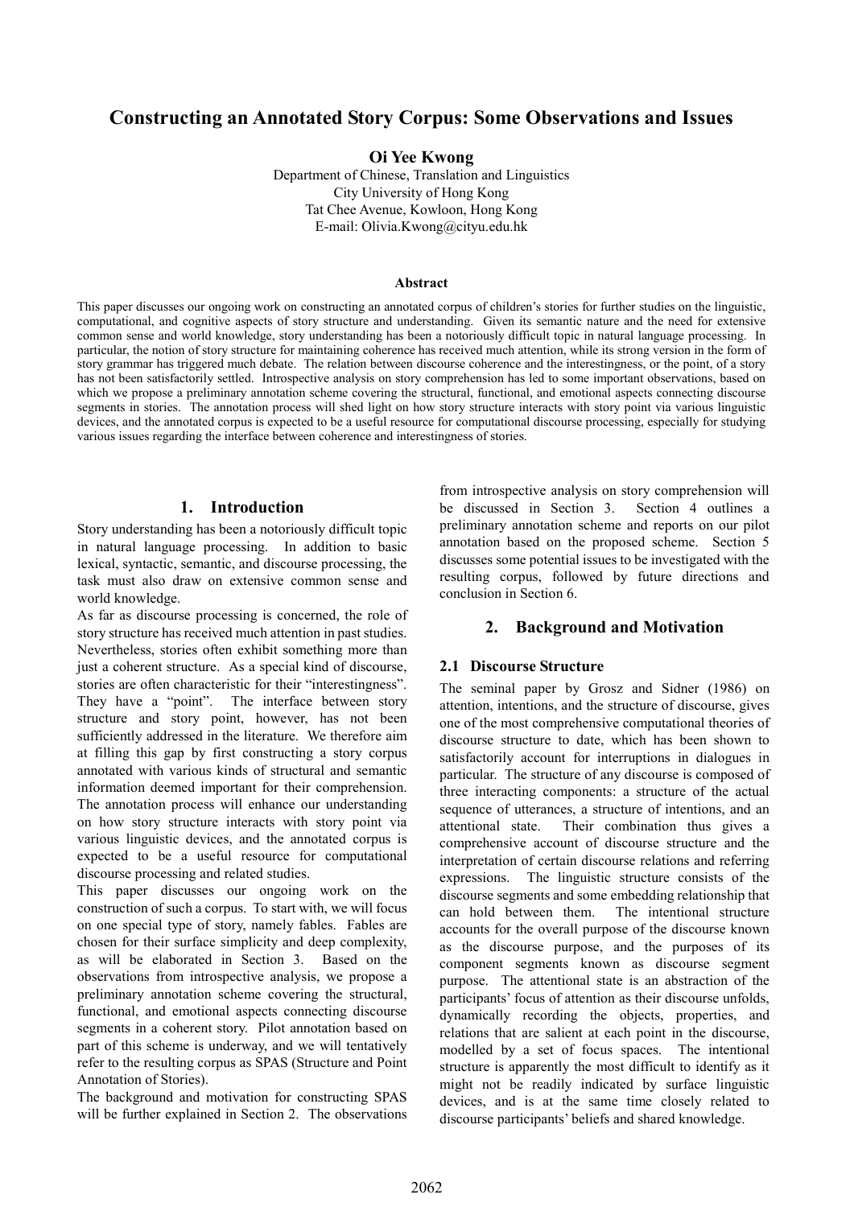# Constructing an Annotated Story Corpus: Some Observations and Issues

**Oi Yee Kwong**

Department of Chinese, Translation and Linguistics
City University of Hong Kong
Tat Chee Avenue, Kowloon, Hong Kong
E-mail: Olivia.Kwong@cityu.edu.hk

### Abstract

This paper discusses our ongoing work on constructing an annotated corpus of children's stories for further studies on the linguistic, computational, and cognitive aspects of story structure and understanding. Given its semantic nature and the need for extensive common sense and world knowledge, story understanding has been a notoriously difficult topic in natural language processing. In particular, the notion of story structure for maintaining coherence has received much attention, while its strong version in the form of story grammar has triggered much debate. The relation between discourse coherence and the interestingness, or the point, of a story has not been satisfactorily settled. Introspective analysis on story comprehension has led to some important observations, based on which we propose a preliminary annotation scheme covering the structural, functional, and emotional aspects connecting discourse segments in stories. The annotation process will shed light on how story structure interacts with story point via various linguistic devices, and the annotated corpus is expected to be a useful resource for computational discourse processing, especially for studying various issues regarding the interface between coherence and interestingness of stories.

## 1. Introduction

Story understanding has been a notoriously difficult topic in natural language processing. In addition to basic lexical, syntactic, semantic, and discourse processing, the task must also draw on extensive common sense and world knowledge.

As far as discourse processing is concerned, the role of story structure has received much attention in past studies. Nevertheless, stories often exhibit something more than just a coherent structure. As a special kind of discourse, stories are often characteristic for their "interestingness". They have a "point". The interface between story structure and story point, however, has not been sufficiently addressed in the literature. We therefore aim at filling this gap by first constructing a story corpus annotated with various kinds of structural and semantic information deemed important for their comprehension. The annotation process will enhance our understanding on how story structure interacts with story point via various linguistic devices, and the annotated corpus is expected to be a useful resource for computational discourse processing and related studies.

This paper discusses our ongoing work on the construction of such a corpus. To start with, we will focus on one special type of story, namely fables. Fables are chosen for their surface simplicity and deep complexity, as will be elaborated in Section 3. Based on the observations from introspective analysis, we propose a preliminary annotation scheme covering the structural, functional, and emotional aspects connecting discourse segments in a coherent story. Pilot annotation based on part of this scheme is underway, and we will tentatively refer to the resulting corpus as SPAS (Structure and Point Annotation of Stories).

The background and motivation for constructing SPAS will be further explained in Section 2. The observations from introspective analysis on story comprehension will be discussed in Section 3. Section 4 outlines a preliminary annotation scheme and reports on our pilot annotation based on the proposed scheme. Section 5 discusses some potential issues to be investigated with the resulting corpus, followed by future directions and conclusion in Section 6.

## 2. Background and Motivation

### 2.1 Discourse Structure

The seminal paper by Grosz and Sidner (1986) on attention, intentions, and the structure of discourse, gives one of the most comprehensive computational theories of discourse structure to date, which has been shown to satisfactorily account for interruptions in dialogues in particular. The structure of any discourse is composed of three interacting components: a structure of the actual sequence of utterances, a structure of intentions, and an attentional state. Their combination thus gives a comprehensive account of discourse structure and the interpretation of certain discourse relations and referring expressions. The linguistic structure consists of the discourse segments and some embedding relationship that can hold between them. The intentional structure accounts for the overall purpose of the discourse known as the discourse purpose, and the purposes of its component segments known as discourse segment purpose. The attentional state is an abstraction of the participants' focus of attention as their discourse unfolds, dynamically recording the objects, properties, and relations that are salient at each point in the discourse, modelled by a set of focus spaces. The intentional structure is apparently the most difficult to identify as it might not be readily indicated by surface linguistic devices, and is at the same time closely related to discourse participants' beliefs and shared knowledge.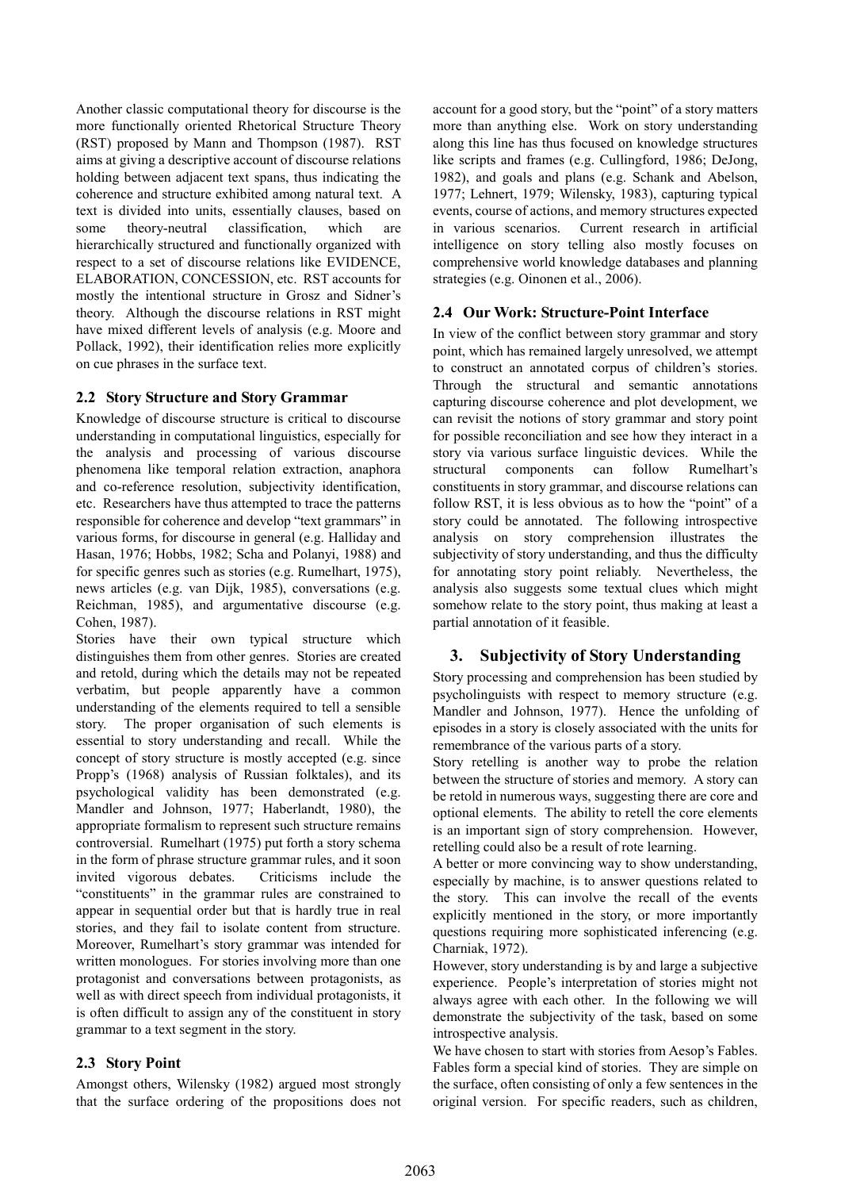Another classic computational theory for discourse is the more functionally oriented Rhetorical Structure Theory (RST) proposed by Mann and Thompson (1987). RST aims at giving a descriptive account of discourse relations holding between adjacent text spans, thus indicating the coherence and structure exhibited among natural text. A text is divided into units, essentially clauses, based on some theory-neutral classification, which are hierarchically structured and functionally organized with respect to a set of discourse relations like EVIDENCE, ELABORATION, CONCESSION, etc. RST accounts for mostly the intentional structure in Grosz and Sidner's theory. Although the discourse relations in RST might have mixed different levels of analysis (e.g. Moore and Pollack, 1992), their identification relies more explicitly on cue phrases in the surface text.

### 2.2 Story Structure and Story Grammar

Knowledge of discourse structure is critical to discourse understanding in computational linguistics, especially for the analysis and processing of various discourse phenomena like temporal relation extraction, anaphora and co-reference resolution, subjectivity identification, etc. Researchers have thus attempted to trace the patterns responsible for coherence and develop "text grammars" in various forms, for discourse in general (e.g. Halliday and Hasan, 1976; Hobbs, 1982; Scha and Polanyi, 1988) and for specific genres such as stories (e.g. Rumelhart, 1975), news articles (e.g. van Dijk, 1985), conversations (e.g. Reichman, 1985), and argumentative discourse (e.g. Cohen, 1987).

Stories have their own typical structure which distinguishes them from other genres. Stories are created and retold, during which the details may not be repeated verbatim, but people apparently have a common understanding of the elements required to tell a sensible story. The proper organisation of such elements is essential to story understanding and recall. While the concept of story structure is mostly accepted (e.g. since Propp's (1968) analysis of Russian folktales), and its psychological validity has been demonstrated (e.g. Mandler and Johnson, 1977; Haberlandt, 1980), the appropriate formalism to represent such structure remains controversial. Rumelhart (1975) put forth a story schema in the form of phrase structure grammar rules, and it soon invited vigorous debates. Criticisms include the "constituents" in the grammar rules are constrained to appear in sequential order but that is hardly true in real stories, and they fail to isolate content from structure. Moreover, Rumelhart's story grammar was intended for written monologues. For stories involving more than one protagonist and conversations between protagonists, as well as with direct speech from individual protagonists, it is often difficult to assign any of the constituent in story grammar to a text segment in the story.

### 2.3 Story Point

Amongst others, Wilensky (1982) argued most strongly that the surface ordering of the propositions does not account for a good story, but the "point" of a story matters more than anything else. Work on story understanding along this line has thus focused on knowledge structures like scripts and frames (e.g. Cullingford, 1986; DeJong, 1982), and goals and plans (e.g. Schank and Abelson, 1977; Lehnert, 1979; Wilensky, 1983), capturing typical events, course of actions, and memory structures expected in various scenarios. Current research in artificial intelligence on story telling also mostly focuses on comprehensive world knowledge databases and planning strategies (e.g. Oinonen et al., 2006).

### 2.4 Our Work: Structure-Point Interface

In view of the conflict between story grammar and story point, which has remained largely unresolved, we attempt to construct an annotated corpus of children's stories. Through the structural and semantic annotations capturing discourse coherence and plot development, we can revisit the notions of story grammar and story point for possible reconciliation and see how they interact in a story via various surface linguistic devices. While the structural components can follow Rumelhart's constituents in story grammar, and discourse relations can follow RST, it is less obvious as to how the "point" of a story could be annotated. The following introspective analysis on story comprehension illustrates the subjectivity of story understanding, and thus the difficulty for annotating story point reliably. Nevertheless, the analysis also suggests some textual clues which might somehow relate to the story point, thus making at least a partial annotation of it feasible.

## 3. Subjectivity of Story Understanding

Story processing and comprehension has been studied by psycholinguists with respect to memory structure (e.g. Mandler and Johnson, 1977). Hence the unfolding of episodes in a story is closely associated with the units for remembrance of the various parts of a story.

Story retelling is another way to probe the relation between the structure of stories and memory. A story can be retold in numerous ways, suggesting there are core and optional elements. The ability to retell the core elements is an important sign of story comprehension. However, retelling could also be a result of rote learning.

A better or more convincing way to show understanding, especially by machine, is to answer questions related to the story. This can involve the recall of the events explicitly mentioned in the story, or more importantly questions requiring more sophisticated inferencing (e.g. Charniak, 1972).

However, story understanding is by and large a subjective experience. People's interpretation of stories might not always agree with each other. In the following we will demonstrate the subjectivity of the task, based on some introspective analysis.

We have chosen to start with stories from Aesop's Fables. Fables form a special kind of stories. They are simple on the surface, often consisting of only a few sentences in the original version. For specific readers, such as children,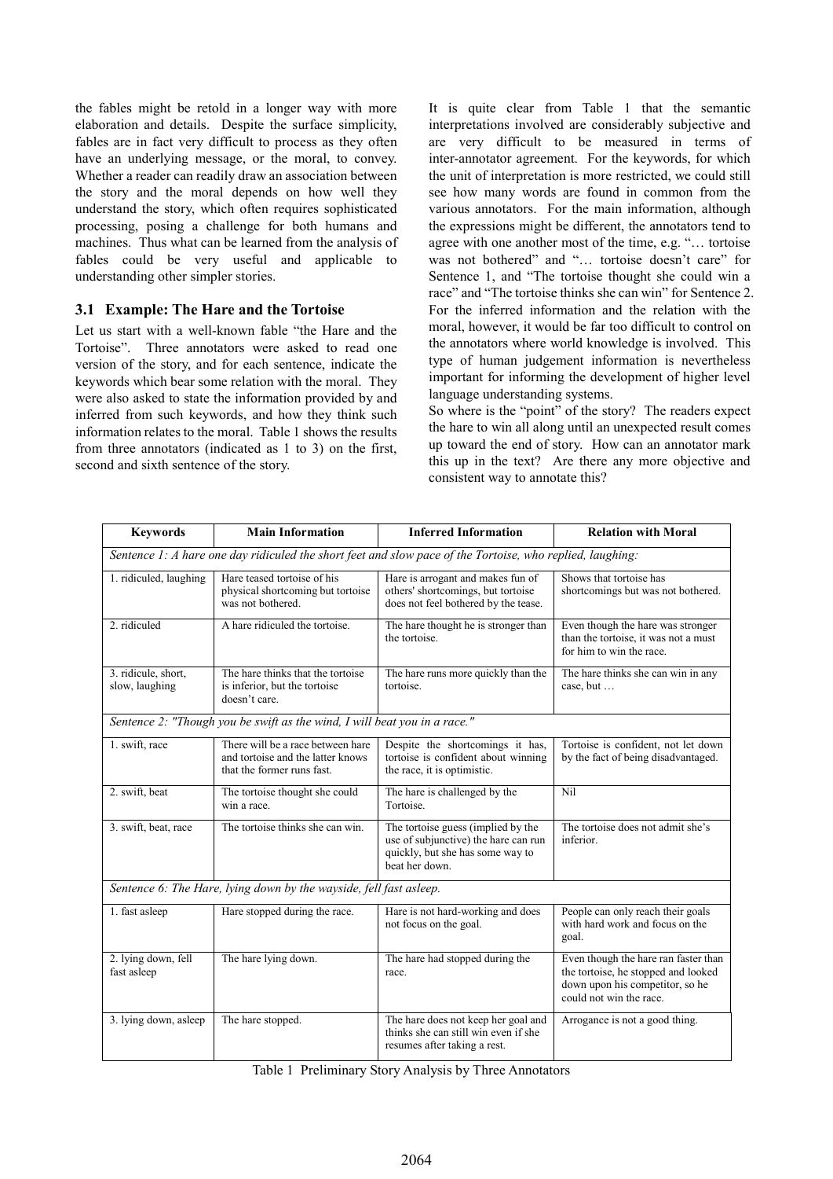the fables might be retold in a longer way with more elaboration and details. Despite the surface simplicity, fables are in fact very difficult to process as they often have an underlying message, or the moral, to convey. Whether a reader can readily draw an association between the story and the moral depends on how well they understand the story, which often requires sophisticated processing, posing a challenge for both humans and machines. Thus what can be learned from the analysis of fables could be very useful and applicable to understanding other simpler stories.

### 3.1 Example: The Hare and the Tortoise

Let us start with a well-known fable "the Hare and the Tortoise". Three annotators were asked to read one version of the story, and for each sentence, indicate the keywords which bear some relation with the moral. They were also asked to state the information provided by and inferred from such keywords, and how they think such information relates to the moral. Table 1 shows the results from three annotators (indicated as 1 to 3) on the first, second and sixth sentence of the story.

It is quite clear from Table 1 that the semantic interpretations involved are considerably subjective and are very difficult to be measured in terms of inter-annotator agreement. For the keywords, for which the unit of interpretation is more restricted, we could still see how many words are found in common from the various annotators. For the main information, although the expressions might be different, the annotators tend to agree with one another most of the time, e.g. "… tortoise was not bothered" and "… tortoise doesn't care" for Sentence 1, and "The tortoise thought she could win a race" and "The tortoise thinks she can win" for Sentence 2. For the inferred information and the relation with the moral, however, it would be far too difficult to control on the annotators where world knowledge is involved. This type of human judgement information is nevertheless important for informing the development of higher level language understanding systems.

So where is the "point" of the story? The readers expect the hare to win all along until an unexpected result comes up toward the end of story. How can an annotator mark this up in the text? Are there any more objective and consistent way to annotate this?

| Keywords | Main Information | Inferred Information | Relation with Moral |
|---|---|---|---|
| *Sentence 1: A hare one day ridiculed the short feet and slow pace of the Tortoise, who replied, laughing:* | | | |
| 1. ridiculed, laughing | Hare teased tortoise of his physical shortcoming but tortoise was not bothered. | Hare is arrogant and makes fun of others' shortcomings, but tortoise does not feel bothered by the tease. | Shows that tortoise has shortcomings but was not bothered. |
| 2. ridiculed | A hare ridiculed the tortoise. | The hare thought he is stronger than the tortoise. | Even though the hare was stronger than the tortoise, it was not a must for him to win the race. |
| 3. ridicule, short, slow, laughing | The hare thinks that the tortoise is inferior, but the tortoise doesn't care. | The hare runs more quickly than the tortoise. | The hare thinks she can win in any case, but … |
| *Sentence 2: "Though you be swift as the wind, I will beat you in a race."* | | | |
| 1. swift, race | There will be a race between hare and tortoise and the latter knows that the former runs fast. | Despite the shortcomings it has, tortoise is confident about winning the race, it is optimistic. | Tortoise is confident, not let down by the fact of being disadvantaged. |
| 2. swift, beat | The tortoise thought she could win a race. | The hare is challenged by the Tortoise. | Nil |
| 3. swift, beat, race | The tortoise thinks she can win. | The tortoise guess (implied by the use of subjunctive) the hare can run quickly, but she has some way to beat her down. | The tortoise does not admit she's inferior. |
| *Sentence 6: The Hare, lying down by the wayside, fell fast asleep.* | | | |
| 1. fast asleep | Hare stopped during the race. | Hare is not hard-working and does not focus on the goal. | People can only reach their goals with hard work and focus on the goal. |
| 2. lying down, fell fast asleep | The hare lying down. | The hare had stopped during the race. | Even though the hare ran faster than the tortoise, he stopped and looked down upon his competitor, so he could not win the race. |
| 3. lying down, asleep | The hare stopped. | The hare does not keep her goal and thinks she can still win even if she resumes after taking a rest. | Arrogance is not a good thing. |

Table 1 Preliminary Story Analysis by Three Annotators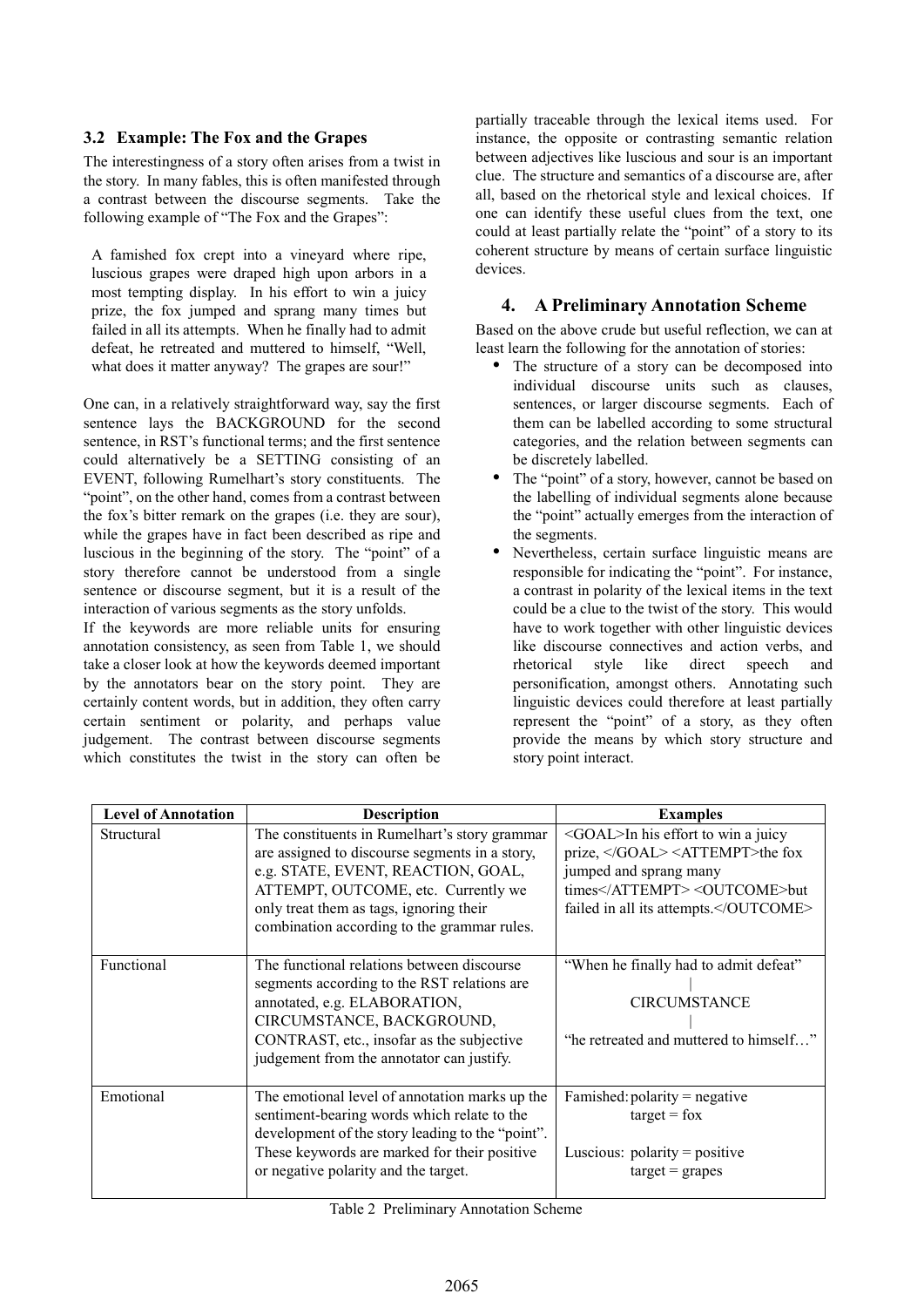### 3.2 Example: The Fox and the Grapes

The interestingness of a story often arises from a twist in the story. In many fables, this is often manifested through a contrast between the discourse segments. Take the following example of "The Fox and the Grapes":

> A famished fox crept into a vineyard where ripe, luscious grapes were draped high upon arbors in a most tempting display. In his effort to win a juicy prize, the fox jumped and sprang many times but failed in all its attempts. When he finally had to admit defeat, he retreated and muttered to himself, "Well, what does it matter anyway? The grapes are sour!"

One can, in a relatively straightforward way, say the first sentence lays the BACKGROUND for the second sentence, in RST's functional terms; and the first sentence could alternatively be a SETTING consisting of an EVENT, following Rumelhart's story constituents. The "point", on the other hand, comes from a contrast between the fox's bitter remark on the grapes (i.e. they are sour), while the grapes have in fact been described as ripe and luscious in the beginning of the story. The "point" of a story therefore cannot be understood from a single sentence or discourse segment, but it is a result of the interaction of various segments as the story unfolds.

If the keywords are more reliable units for ensuring annotation consistency, as seen from Table 1, we should take a closer look at how the keywords deemed important by the annotators bear on the story point. They are certainly content words, but in addition, they often carry certain sentiment or polarity, and perhaps value judgement. The contrast between discourse segments which constitutes the twist in the story can often be partially traceable through the lexical items used. For instance, the opposite or contrasting semantic relation between adjectives like luscious and sour is an important clue. The structure and semantics of a discourse are, after all, based on the rhetorical style and lexical choices. If one can identify these useful clues from the text, one could at least partially relate the "point" of a story to its coherent structure by means of certain surface linguistic devices.

## 4. A Preliminary Annotation Scheme

Based on the above crude but useful reflection, we can at least learn the following for the annotation of stories:

- The structure of a story can be decomposed into individual discourse units such as clauses, sentences, or larger discourse segments. Each of them can be labelled according to some structural categories, and the relation between segments can be discretely labelled.
- The "point" of a story, however, cannot be based on the labelling of individual segments alone because the "point" actually emerges from the interaction of the segments.
- Nevertheless, certain surface linguistic means are responsible for indicating the "point". For instance, a contrast in polarity of the lexical items in the text could be a clue to the twist of the story. This would have to work together with other linguistic devices like discourse connectives and action verbs, and rhetorical style like direct speech and personification, amongst others. Annotating such linguistic devices could therefore at least partially represent the "point" of a story, as they often provide the means by which story structure and story point interact.

| Level of Annotation | Description | Examples |
|---|---|---|
| Structural | The constituents in Rumelhart's story grammar are assigned to discourse segments in a story, e.g. STATE, EVENT, REACTION, GOAL, ATTEMPT, OUTCOME, etc. Currently we only treat them as tags, ignoring their combination according to the grammar rules. | <GOAL>In his effort to win a juicy prize, </GOAL> <ATTEMPT>the fox jumped and sprang many times</ATTEMPT> <OUTCOME>but failed in all its attempts.</OUTCOME> |
| Functional | The functional relations between discourse segments according to the RST relations are annotated, e.g. ELABORATION, CIRCUMSTANCE, BACKGROUND, CONTRAST, etc., insofar as the subjective judgement from the annotator can justify. | "When he finally had to admit defeat" <br> \| <br> CIRCUMSTANCE <br> \| <br> "he retreated and muttered to himself…" |
| Emotional | The emotional level of annotation marks up the sentiment-bearing words which relate to the development of the story leading to the "point". These keywords are marked for their positive or negative polarity and the target. | Famished: polarity = negative <br> target = fox <br><br> Luscious: polarity = positive <br> target = grapes |

Table 2 Preliminary Annotation Scheme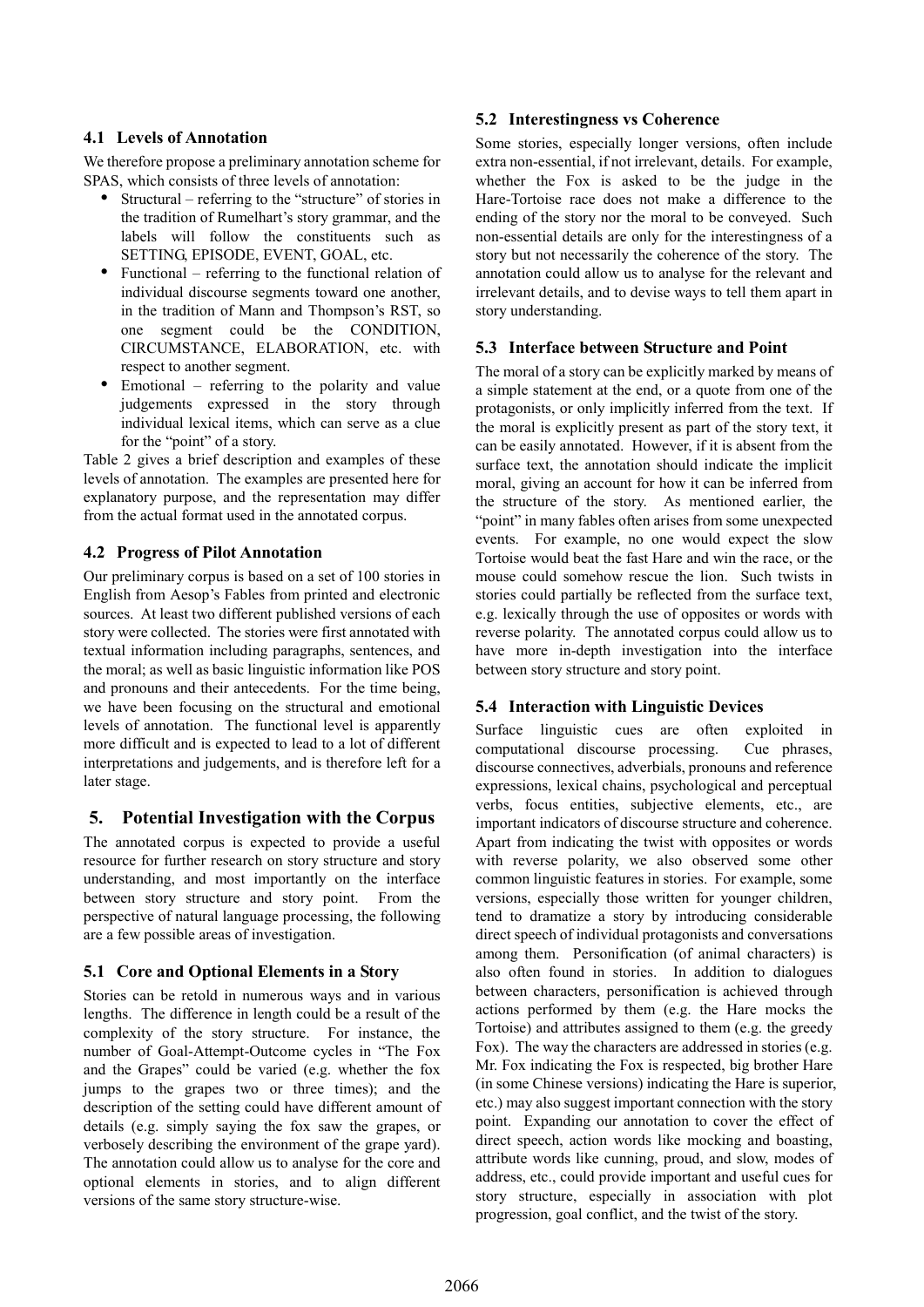### 4.1 Levels of Annotation

We therefore propose a preliminary annotation scheme for SPAS, which consists of three levels of annotation:

- Structural – referring to the "structure" of stories in the tradition of Rumelhart's story grammar, and the labels will follow the constituents such as SETTING, EPISODE, EVENT, GOAL, etc.
- Functional – referring to the functional relation of individual discourse segments toward one another, in the tradition of Mann and Thompson's RST, so one segment could be the CONDITION, CIRCUMSTANCE, ELABORATION, etc. with respect to another segment.
- Emotional – referring to the polarity and value judgements expressed in the story through individual lexical items, which can serve as a clue for the "point" of a story.

Table 2 gives a brief description and examples of these levels of annotation. The examples are presented here for explanatory purpose, and the representation may differ from the actual format used in the annotated corpus.

### 4.2 Progress of Pilot Annotation

Our preliminary corpus is based on a set of 100 stories in English from Aesop's Fables from printed and electronic sources. At least two different published versions of each story were collected. The stories were first annotated with textual information including paragraphs, sentences, and the moral; as well as basic linguistic information like POS and pronouns and their antecedents. For the time being, we have been focusing on the structural and emotional levels of annotation. The functional level is apparently more difficult and is expected to lead to a lot of different interpretations and judgements, and is therefore left for a later stage.

## 5. Potential Investigation with the Corpus

The annotated corpus is expected to provide a useful resource for further research on story structure and story understanding, and most importantly on the interface between story structure and story point. From the perspective of natural language processing, the following are a few possible areas of investigation.

### 5.1 Core and Optional Elements in a Story

Stories can be retold in numerous ways and in various lengths. The difference in length could be a result of the complexity of the story structure. For instance, the number of Goal-Attempt-Outcome cycles in "The Fox and the Grapes" could be varied (e.g. whether the fox jumps to the grapes two or three times); and the description of the setting could have different amount of details (e.g. simply saying the fox saw the grapes, or verbosely describing the environment of the grape yard). The annotation could allow us to analyse for the core and optional elements in stories, and to align different versions of the same story structure-wise.

### 5.2 Interestingness vs Coherence

Some stories, especially longer versions, often include extra non-essential, if not irrelevant, details. For example, whether the Fox is asked to be the judge in the Hare-Tortoise race does not make a difference to the ending of the story nor the moral to be conveyed. Such non-essential details are only for the interestingness of a story but not necessarily the coherence of the story. The annotation could allow us to analyse for the relevant and irrelevant details, and to devise ways to tell them apart in story understanding.

### 5.3 Interface between Structure and Point

The moral of a story can be explicitly marked by means of a simple statement at the end, or a quote from one of the protagonists, or only implicitly inferred from the text. If the moral is explicitly present as part of the story text, it can be easily annotated. However, if it is absent from the surface text, the annotation should indicate the implicit moral, giving an account for how it can be inferred from the structure of the story. As mentioned earlier, the "point" in many fables often arises from some unexpected events. For example, no one would expect the slow Tortoise would beat the fast Hare and win the race, or the mouse could somehow rescue the lion. Such twists in stories could partially be reflected from the surface text, e.g. lexically through the use of opposites or words with reverse polarity. The annotated corpus could allow us to have more in-depth investigation into the interface between story structure and story point.

### 5.4 Interaction with Linguistic Devices

Surface linguistic cues are often exploited in computational discourse processing. Cue phrases, discourse connectives, adverbials, pronouns and reference expressions, lexical chains, psychological and perceptual verbs, focus entities, subjective elements, etc., are important indicators of discourse structure and coherence. Apart from indicating the twist with opposites or words with reverse polarity, we also observed some other common linguistic features in stories. For example, some versions, especially those written for younger children, tend to dramatize a story by introducing considerable direct speech of individual protagonists and conversations among them. Personification (of animal characters) is also often found in stories. In addition to dialogues between characters, personification is achieved through actions performed by them (e.g. the Hare mocks the Tortoise) and attributes assigned to them (e.g. the greedy Fox). The way the characters are addressed in stories (e.g. Mr. Fox indicating the Fox is respected, big brother Hare (in some Chinese versions) indicating the Hare is superior, etc.) may also suggest important connection with the story point. Expanding our annotation to cover the effect of direct speech, action words like mocking and boasting, attribute words like cunning, proud, and slow, modes of address, etc., could provide important and useful cues for story structure, especially in association with plot progression, goal conflict, and the twist of the story.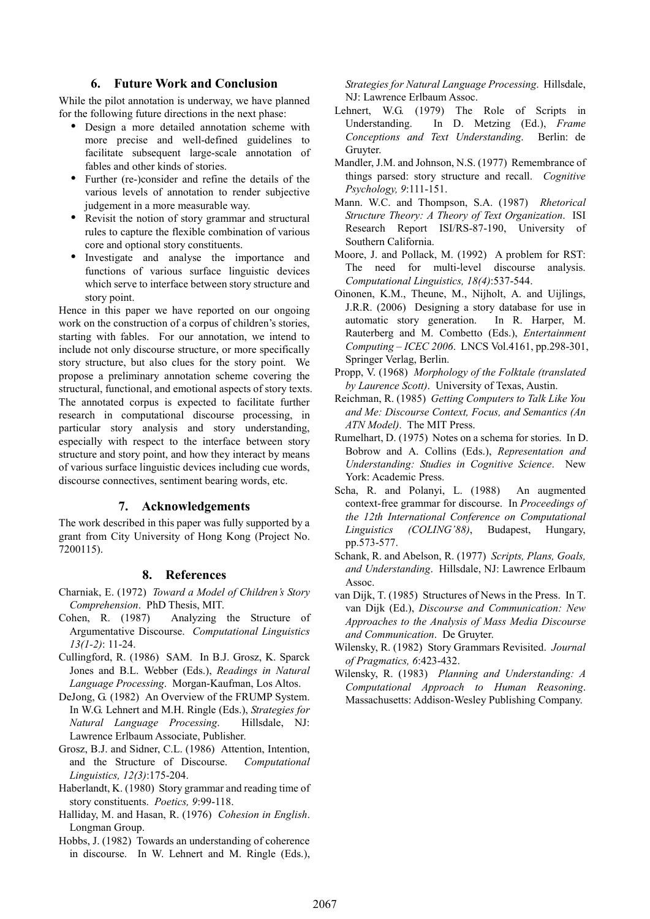## 6. Future Work and Conclusion

While the pilot annotation is underway, we have planned for the following future directions in the next phase:

- Design a more detailed annotation scheme with more precise and well-defined guidelines to facilitate subsequent large-scale annotation of fables and other kinds of stories.
- Further (re-)consider and refine the details of the various levels of annotation to render subjective judgement in a more measurable way.
- Revisit the notion of story grammar and structural rules to capture the flexible combination of various core and optional story constituents.
- Investigate and analyse the importance and functions of various surface linguistic devices which serve to interface between story structure and story point.

Hence in this paper we have reported on our ongoing work on the construction of a corpus of children's stories, starting with fables. For our annotation, we intend to include not only discourse structure, or more specifically story structure, but also clues for the story point. We propose a preliminary annotation scheme covering the structural, functional, and emotional aspects of story texts. The annotated corpus is expected to facilitate further research in computational discourse processing, in particular story analysis and story understanding, especially with respect to the interface between story structure and story point, and how they interact by means of various surface linguistic devices including cue words, discourse connectives, sentiment bearing words, etc.

## 7. Acknowledgements

The work described in this paper was fully supported by a grant from City University of Hong Kong (Project No. 7200115).

## 8. References

Charniak, E. (1972) *Toward a Model of Children's Story Comprehension*. PhD Thesis, MIT.

Cohen, R. (1987) Analyzing the Structure of Argumentative Discourse. *Computational Linguistics 13(1-2)*: 11-24.

Cullingford, R. (1986) SAM. In B.J. Grosz, K. Sparck Jones and B.L. Webber (Eds.), *Readings in Natural Language Processing*. Morgan-Kaufman, Los Altos.

DeJong, G. (1982) An Overview of the FRUMP System. In W.G. Lehnert and M.H. Ringle (Eds.), *Strategies for Natural Language Processing*. Hillsdale, NJ: Lawrence Erlbaum Associate, Publisher.

Grosz, B.J. and Sidner, C.L. (1986) Attention, Intention, and the Structure of Discourse. *Computational Linguistics, 12(3)*:175-204.

Haberlandt, K. (1980) Story grammar and reading time of story constituents. *Poetics, 9*:99-118.

Halliday, M. and Hasan, R. (1976) *Cohesion in English*. Longman Group.

Hobbs, J. (1982) Towards an understanding of coherence in discourse. In W. Lehnert and M. Ringle (Eds.), *Strategies for Natural Language Processing*. Hillsdale, NJ: Lawrence Erlbaum Assoc.

Lehnert, W.G. (1979) The Role of Scripts in Understanding. In D. Metzing (Ed.), *Frame Conceptions and Text Understanding*. Berlin: de Gruyter.

Mandler, J.M. and Johnson, N.S. (1977) Remembrance of things parsed: story structure and recall. *Cognitive Psychology, 9*:111-151.

Mann. W.C. and Thompson, S.A. (1987) *Rhetorical Structure Theory: A Theory of Text Organization*. ISI Research Report ISI/RS-87-190, University of Southern California.

Moore, J. and Pollack, M. (1992) A problem for RST: The need for multi-level discourse analysis. *Computational Linguistics, 18(4)*:537-544.

Oinonen, K.M., Theune, M., Nijholt, A. and Uijlings, J.R.R. (2006) Designing a story database for use in automatic story generation. In R. Harper, M. Rauterberg and M. Combetto (Eds.), *Entertainment Computing – ICEC 2006*. LNCS Vol.4161, pp.298-301, Springer Verlag, Berlin.

Propp, V. (1968) *Morphology of the Folktale (translated by Laurence Scott)*. University of Texas, Austin.

Reichman, R. (1985) *Getting Computers to Talk Like You and Me: Discourse Context, Focus, and Semantics (An ATN Model)*. The MIT Press.

Rumelhart, D. (1975) Notes on a schema for stories. In D. Bobrow and A. Collins (Eds.), *Representation and Understanding: Studies in Cognitive Science*. New York: Academic Press.

Scha, R. and Polanyi, L. (1988) An augmented context-free grammar for discourse. In *Proceedings of the 12th International Conference on Computational Linguistics (COLING'88)*, Budapest, Hungary, pp.573-577.

Schank, R. and Abelson, R. (1977) *Scripts, Plans, Goals, and Understanding*. Hillsdale, NJ: Lawrence Erlbaum Assoc.

van Dijk, T. (1985) Structures of News in the Press. In T. van Dijk (Ed.), *Discourse and Communication: New Approaches to the Analysis of Mass Media Discourse and Communication*. De Gruyter.

Wilensky, R. (1982) Story Grammars Revisited. *Journal of Pragmatics, 6*:423-432.

Wilensky, R. (1983) *Planning and Understanding: A Computational Approach to Human Reasoning*. Massachusetts: Addison-Wesley Publishing Company.